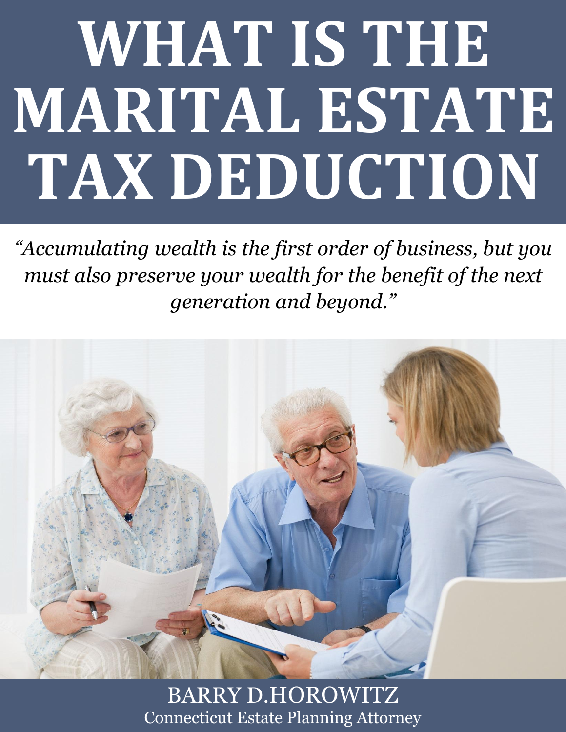# WHAT IS THE MARITAL ESTATE TAX DEDUCTION

*"Accumulating wealth is the first order of business, but you must also preserve your wealth for the benefit of the next generation and beyond."*

BARRY D.HOROWITZ

Connecticut Estate Planning Attorney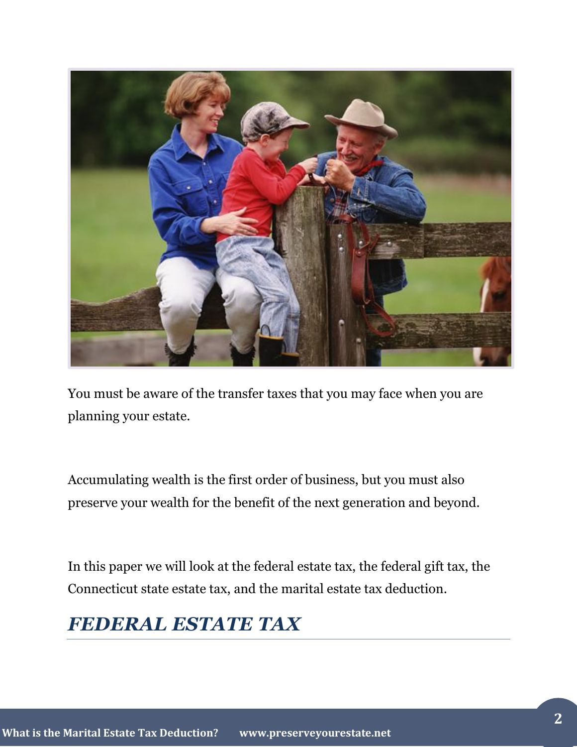You must be aware of the transfer taxes that you may face when you are planning your estate.

Accumulating wealth is the first order of business, but you must also preserve your wealth for the benefit of the next generation and beyond.

In this paper we will look at the federal estate tax, the federal gift tax, the Connecticut state estate tax, and the marital estate tax deduction.

## *FEDERAL ESTATE TAX*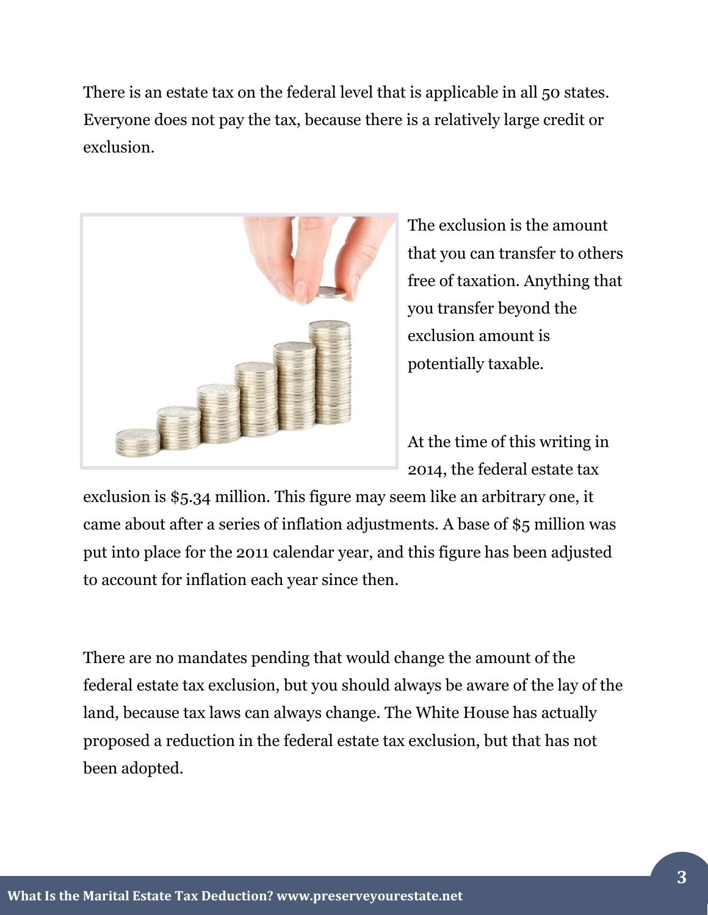There is an estate tax on the federal level that is applicable in all 50 states. Everyone does not pay the tax, because there is a relatively large credit or exclusion.

The exclusion is the amount that you can transfer to others free of taxation. Anything that you transfer beyond the exclusion amount is potentially taxable.

At the time of this writing in 2014, the federal estate tax exclusion is $5.34 million. This figure may seem like an arbitrary one, it came about after a series of inflation adjustments. A base of $5 million was put into place for the 2011 calendar year, and this figure has been adjusted to account for inflation each year since then.

There are no mandates pending that would change the amount of the federal estate tax exclusion, but you should always be aware of the lay of the land, because tax laws can always change. The White House has actually proposed a reduction in the federal estate tax exclusion, but that has not been adopted.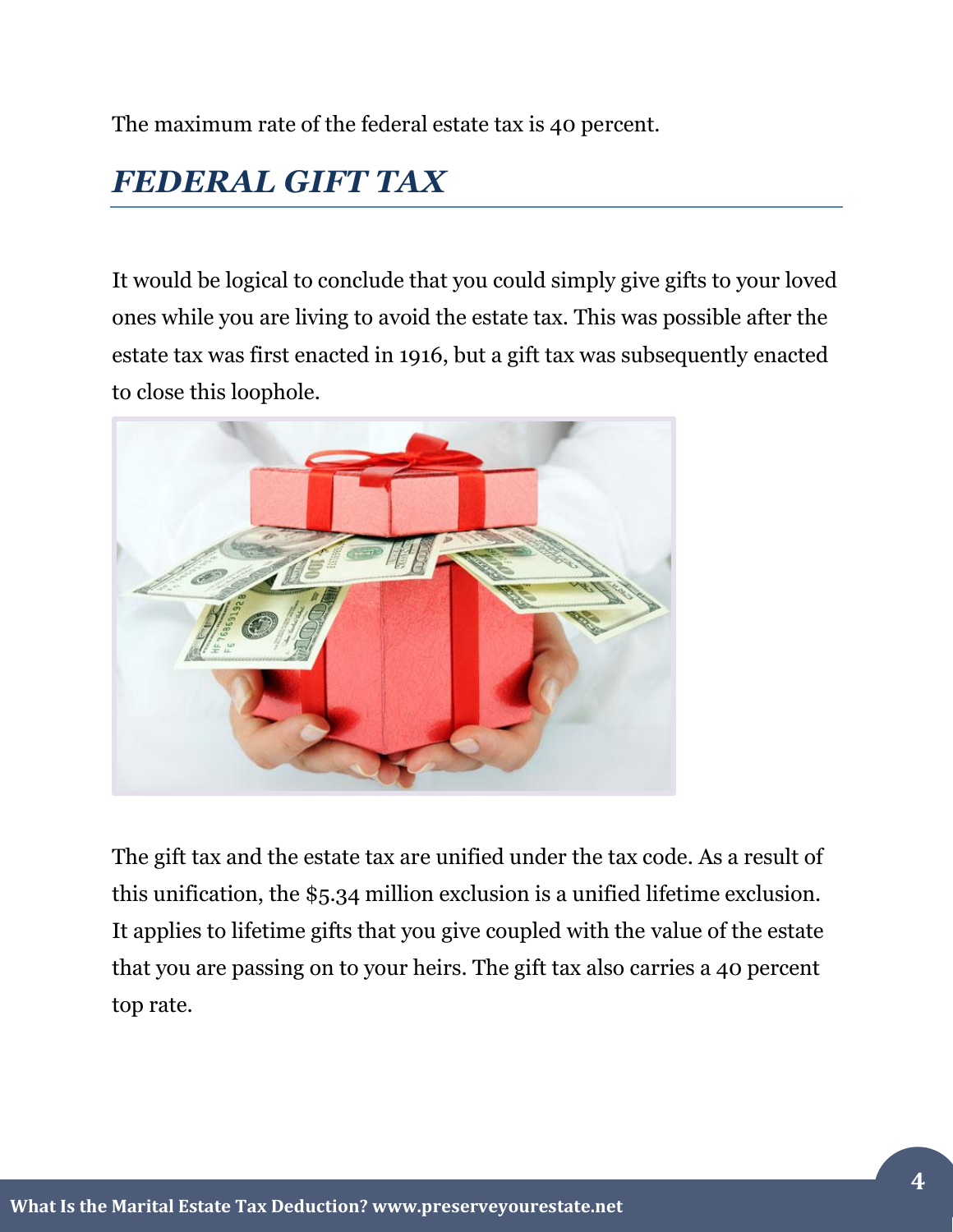The maximum rate of the federal estate tax is 40 percent.

## *FEDERAL GIFT TAX*

It would be logical to conclude that you could simply give gifts to your loved ones while you are living to avoid the estate tax. This was possible after the estate tax was first enacted in 1916, but a gift tax was subsequently enacted to close this loophole.

The gift tax and the estate tax are unified under the tax code. As a result of this unification, the $5.34 million exclusion is a unified lifetime exclusion. It applies to lifetime gifts that you give coupled with the value of the estate that you are passing on to your heirs. The gift tax also carries a 40 percent top rate.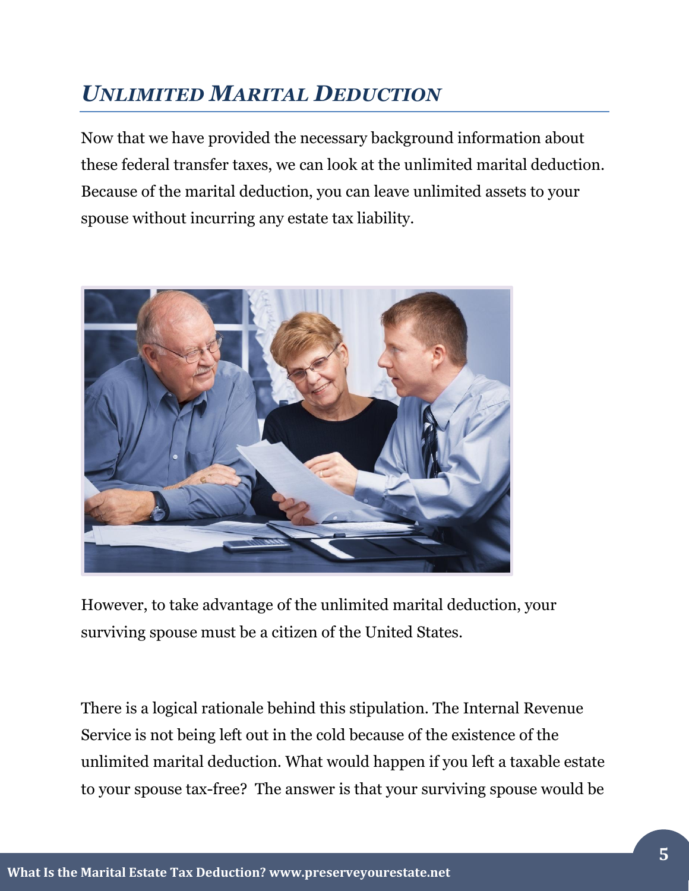## *UNLIMITED MARITAL DEDUCTION*

Now that we have provided the necessary background information about these federal transfer taxes, we can look at the unlimited marital deduction. Because of the marital deduction, you can leave unlimited assets to your spouse without incurring any estate tax liability.

However, to take advantage of the unlimited marital deduction, your surviving spouse must be a citizen of the United States.

There is a logical rationale behind this stipulation. The Internal Revenue Service is not being left out in the cold because of the existence of the unlimited marital deduction. What would happen if you left a taxable estate to your spouse tax-free? The answer is that your surviving spouse would be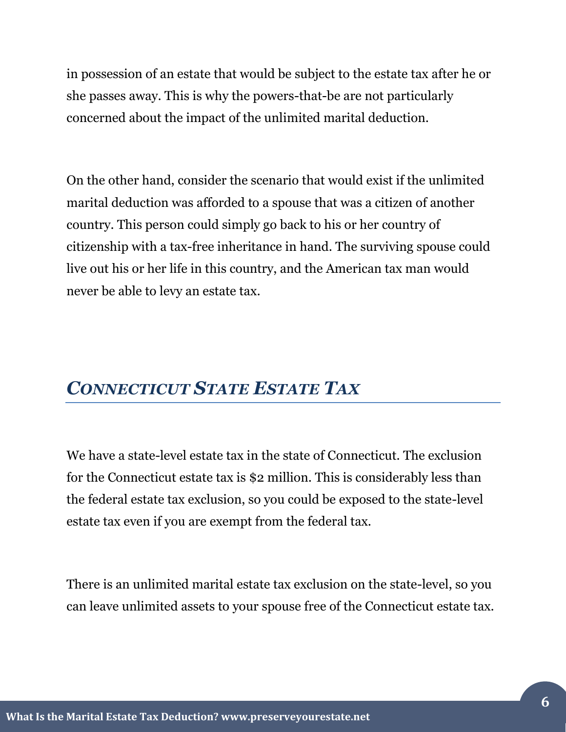in possession of an estate that would be subject to the estate tax after he or she passes away. This is why the powers-that-be are not particularly concerned about the impact of the unlimited marital deduction.

On the other hand, consider the scenario that would exist if the unlimited marital deduction was afforded to a spouse that was a citizen of another country. This person could simply go back to his or her country of citizenship with a tax-free inheritance in hand. The surviving spouse could live out his or her life in this country, and the American tax man would never be able to levy an estate tax.

## *Connecticut State Estate Tax*

We have a state-level estate tax in the state of Connecticut. The exclusion for the Connecticut estate tax is $2 million. This is considerably less than the federal estate tax exclusion, so you could be exposed to the state-level estate tax even if you are exempt from the federal tax.

There is an unlimited marital estate tax exclusion on the state-level, so you can leave unlimited assets to your spouse free of the Connecticut estate tax.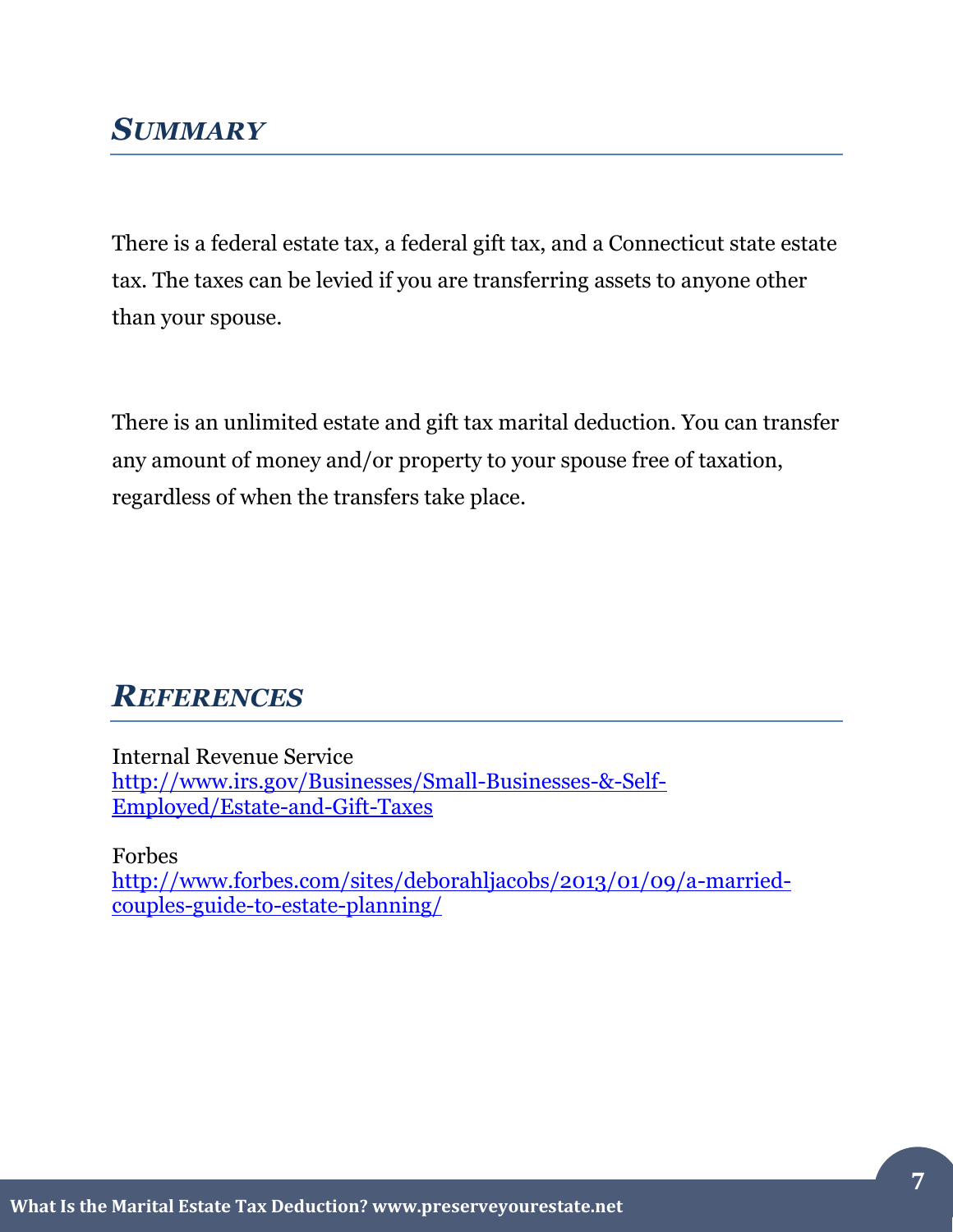## *SUMMARY*

There is a federal estate tax, a federal gift tax, and a Connecticut state estate tax. The taxes can be levied if you are transferring assets to anyone other than your spouse.

There is an unlimited estate and gift tax marital deduction. You can transfer any amount of money and/or property to your spouse free of taxation, regardless of when the transfers take place.

## *REFERENCES*

Internal Revenue Service
http://www.irs.gov/Businesses/Small-Businesses-&-Self-Employed/Estate-and-Gift-Taxes

Forbes
http://www.forbes.com/sites/deborahljacobs/2013/01/09/a-married-couples-guide-to-estate-planning/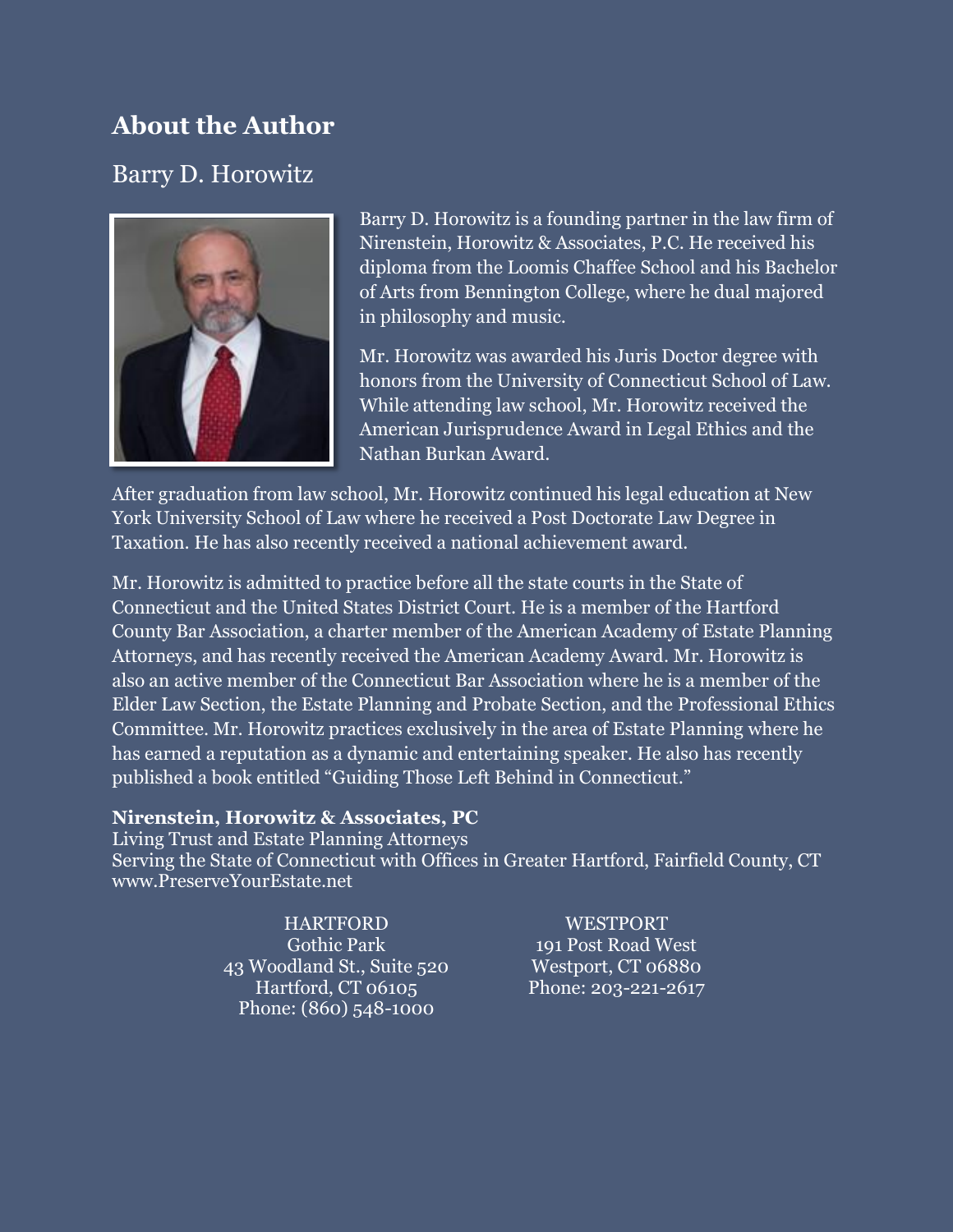## About the Author

### Barry D. Horowitz

Barry D. Horowitz is a founding partner in the law firm of Nirenstein, Horowitz & Associates, P.C. He received his diploma from the Loomis Chaffee School and his Bachelor of Arts from Bennington College, where he dual majored in philosophy and music.

Mr. Horowitz was awarded his Juris Doctor degree with honors from the University of Connecticut School of Law. While attending law school, Mr. Horowitz received the American Jurisprudence Award in Legal Ethics and the Nathan Burkan Award.

After graduation from law school, Mr. Horowitz continued his legal education at New York University School of Law where he received a Post Doctorate Law Degree in Taxation. He has also recently received a national achievement award.

Mr. Horowitz is admitted to practice before all the state courts in the State of Connecticut and the United States District Court. He is a member of the Hartford County Bar Association, a charter member of the American Academy of Estate Planning Attorneys, and has recently received the American Academy Award. Mr. Horowitz is also an active member of the Connecticut Bar Association where he is a member of the Elder Law Section, the Estate Planning and Probate Section, and the Professional Ethics Committee. Mr. Horowitz practices exclusively in the area of Estate Planning where he has earned a reputation as a dynamic and entertaining speaker. He also has recently published a book entitled "Guiding Those Left Behind in Connecticut."

**Nirenstein, Horowitz & Associates, PC**
Living Trust and Estate Planning Attorneys
Serving the State of Connecticut with Offices in Greater Hartford, Fairfield County, CT
www.PreserveYourEstate.net

HARTFORD
Gothic Park
43 Woodland St., Suite 520
Hartford, CT 06105
Phone: (860) 548-1000

WESTPORT
191 Post Road West
Westport, CT 06880
Phone: 203-221-2617